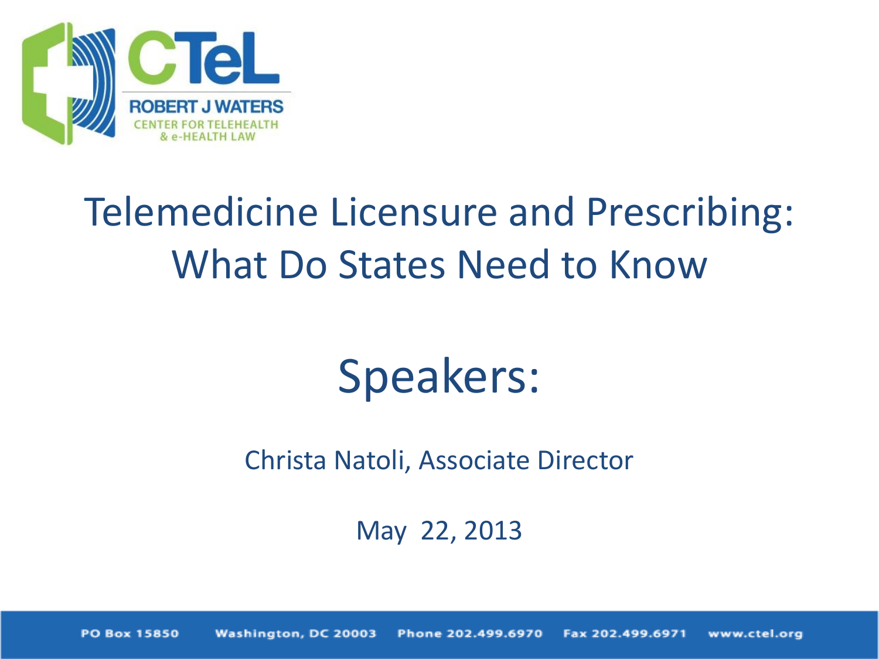CTeL

ROBERT J WATERS
CENTER FOR TELEHEALTH
& e-HEALTH LAW

# Telemedicine Licensure and Prescribing: What Do States Need to Know

## Speakers:

Christa Natoli, Associate Director

May 22, 2013

PO Box 15850 Washington, DC 20003 Phone 202.499.6970 Fax 202.499.6971 www.ctel.org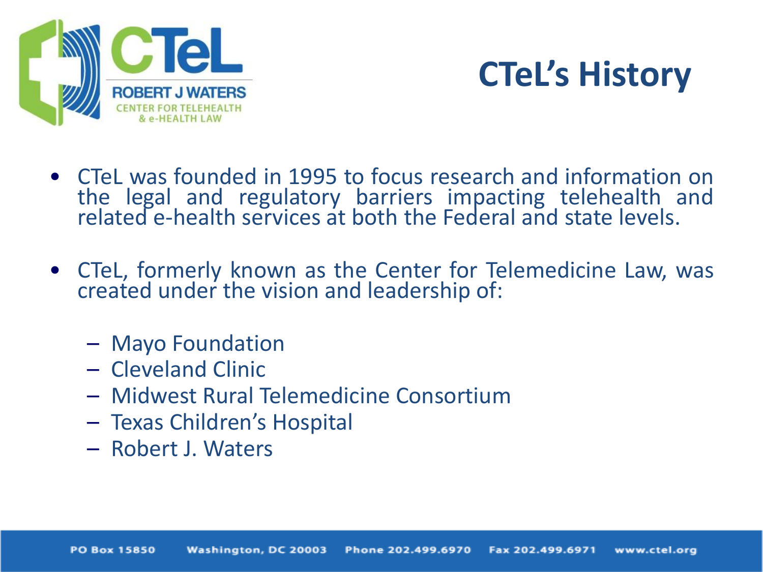# CTeL's History

- CTeL was founded in 1995 to focus research and information on the legal and regulatory barriers impacting telehealth and related e-health services at both the Federal and state levels.

- CTeL, formerly known as the Center for Telemedicine Law, was created under the vision and leadership of:

  - Mayo Foundation
  - Cleveland Clinic
  - Midwest Rural Telemedicine Consortium
  - Texas Children's Hospital
  - Robert J. Waters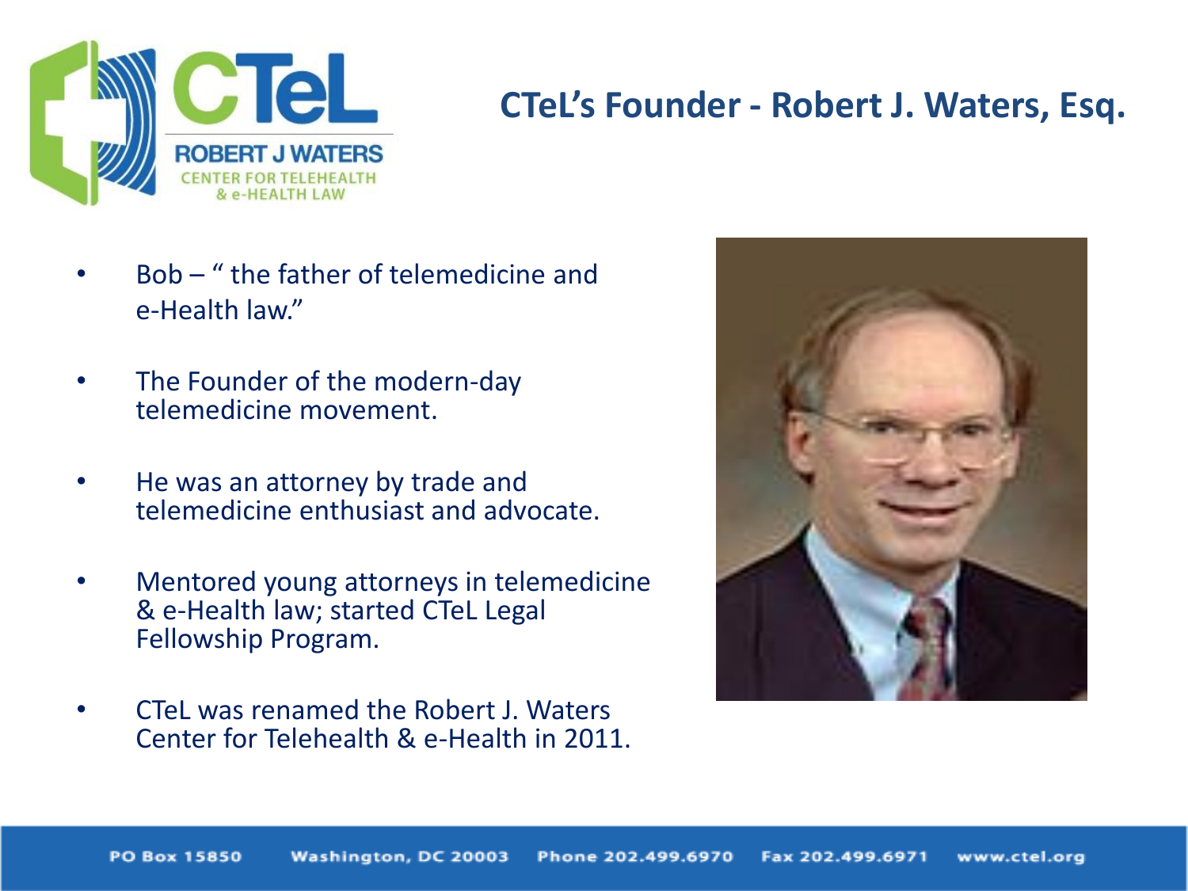# CTeL's Founder - Robert J. Waters, Esq.

- Bob – " the father of telemedicine and e-Health law."
- The Founder of the modern-day telemedicine movement.
- He was an attorney by trade and telemedicine enthusiast and advocate.
- Mentored young attorneys in telemedicine & e-Health law; started CTeL Legal Fellowship Program.
- CTeL was renamed the Robert J. Waters Center for Telehealth & e-Health in 2011.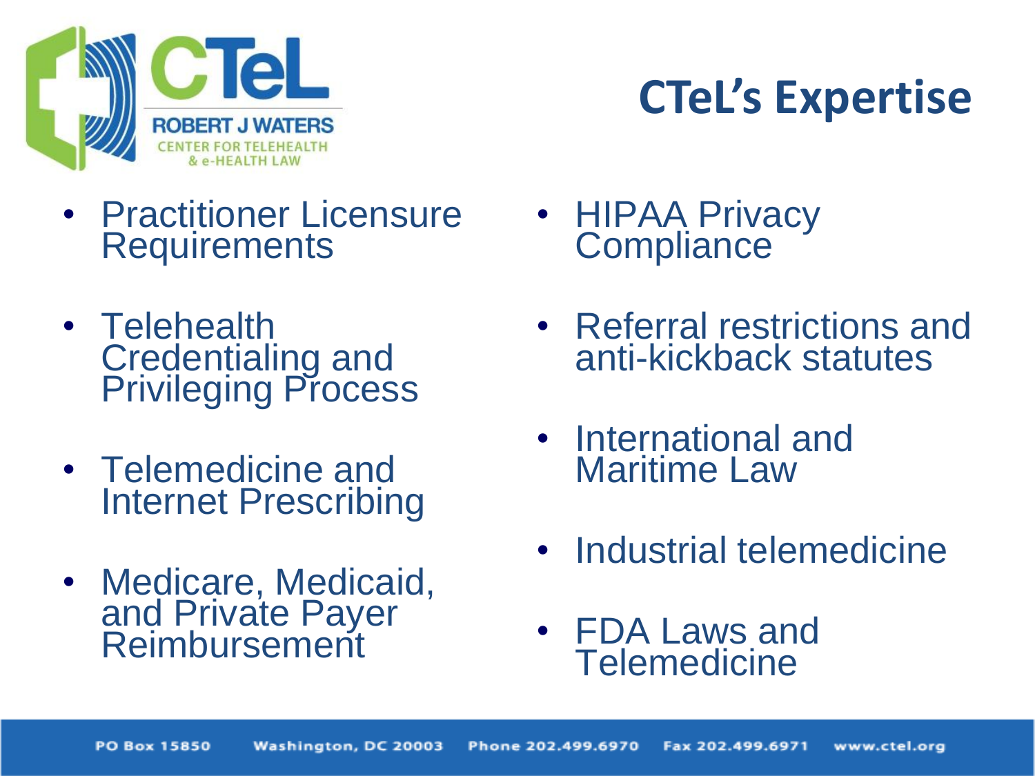# CTeL's Expertise

- Practitioner Licensure Requirements
- Telehealth Credentialing and Privileging Process
- Telemedicine and Internet Prescribing
- Medicare, Medicaid, and Private Payer Reimbursement
- HIPAA Privacy Compliance
- Referral restrictions and anti-kickback statutes
- International and Maritime Law
- Industrial telemedicine
- FDA Laws and Telemedicine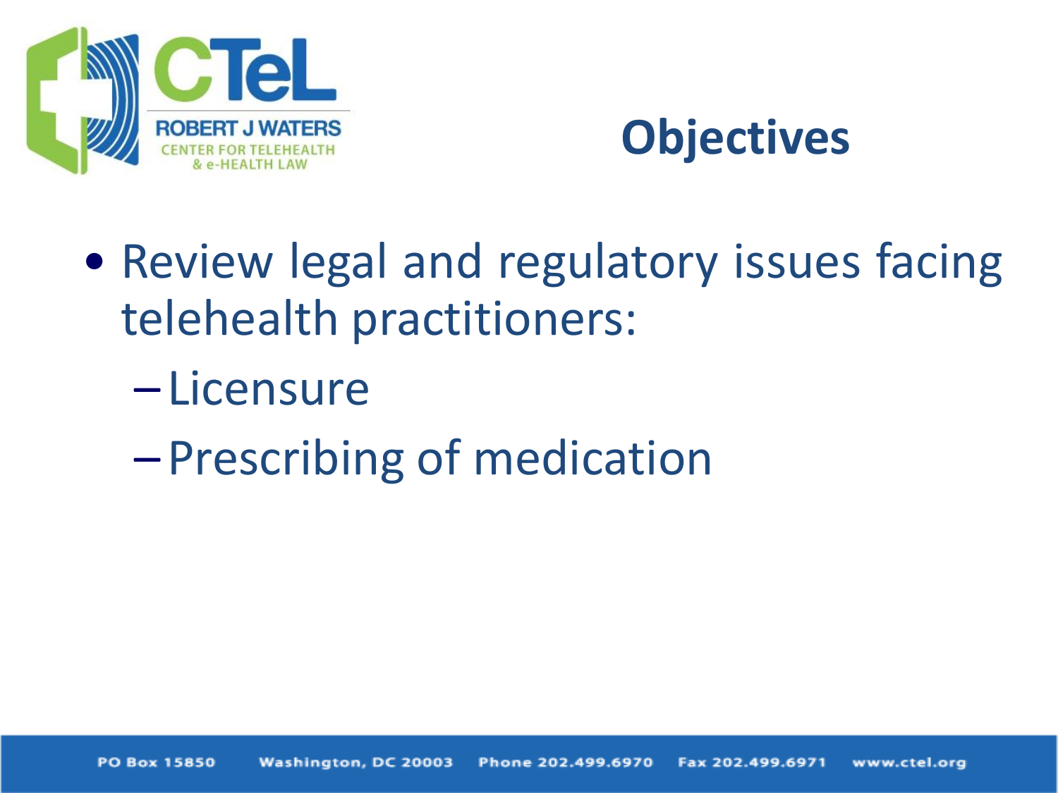# Objectives

- Review legal and regulatory issues facing telehealth practitioners:
  - Licensure
  - Prescribing of medication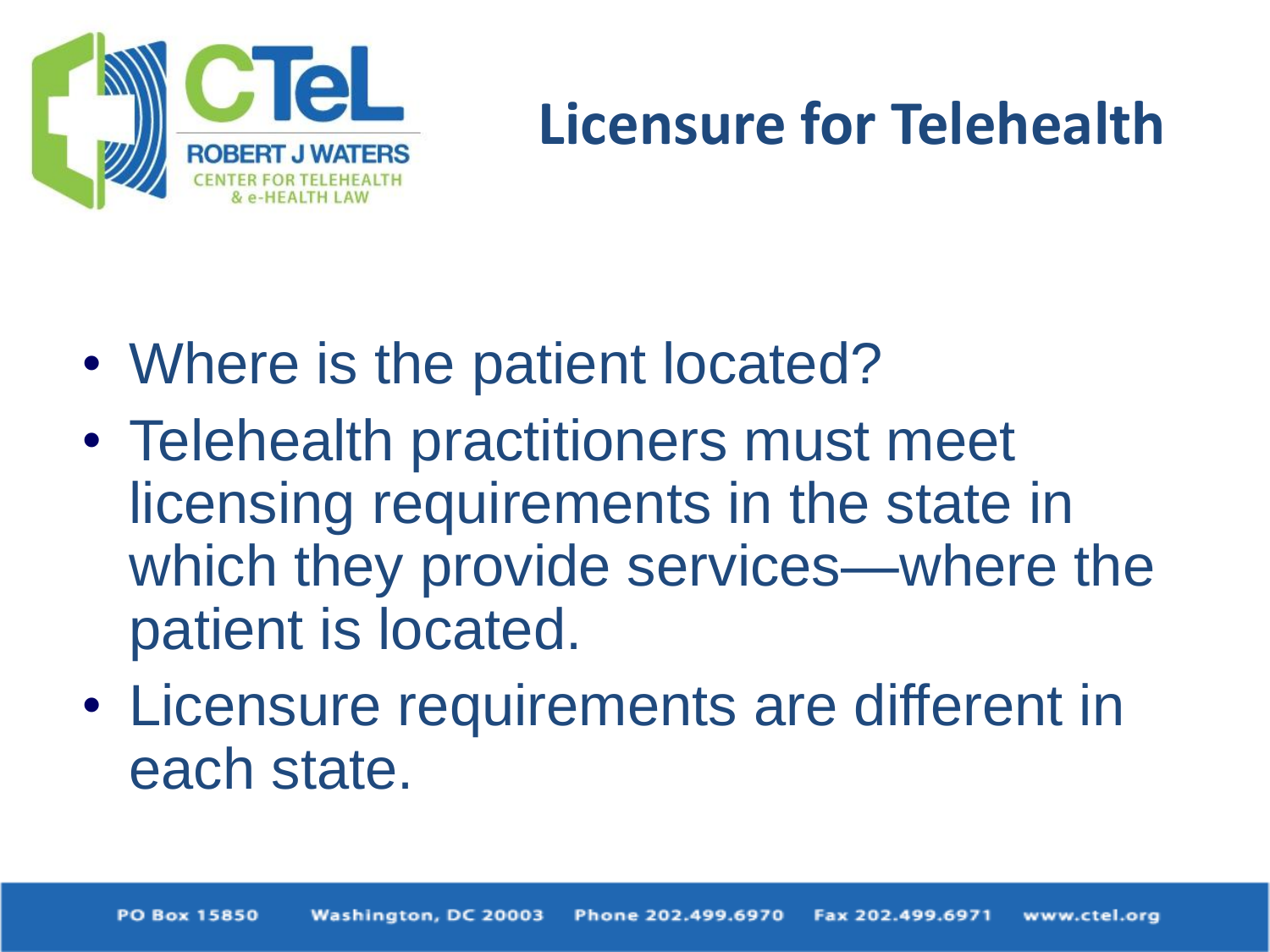# Licensure for Telehealth

- Where is the patient located?
- Telehealth practitioners must meet licensing requirements in the state in which they provide services—where the patient is located.
- Licensure requirements are different in each state.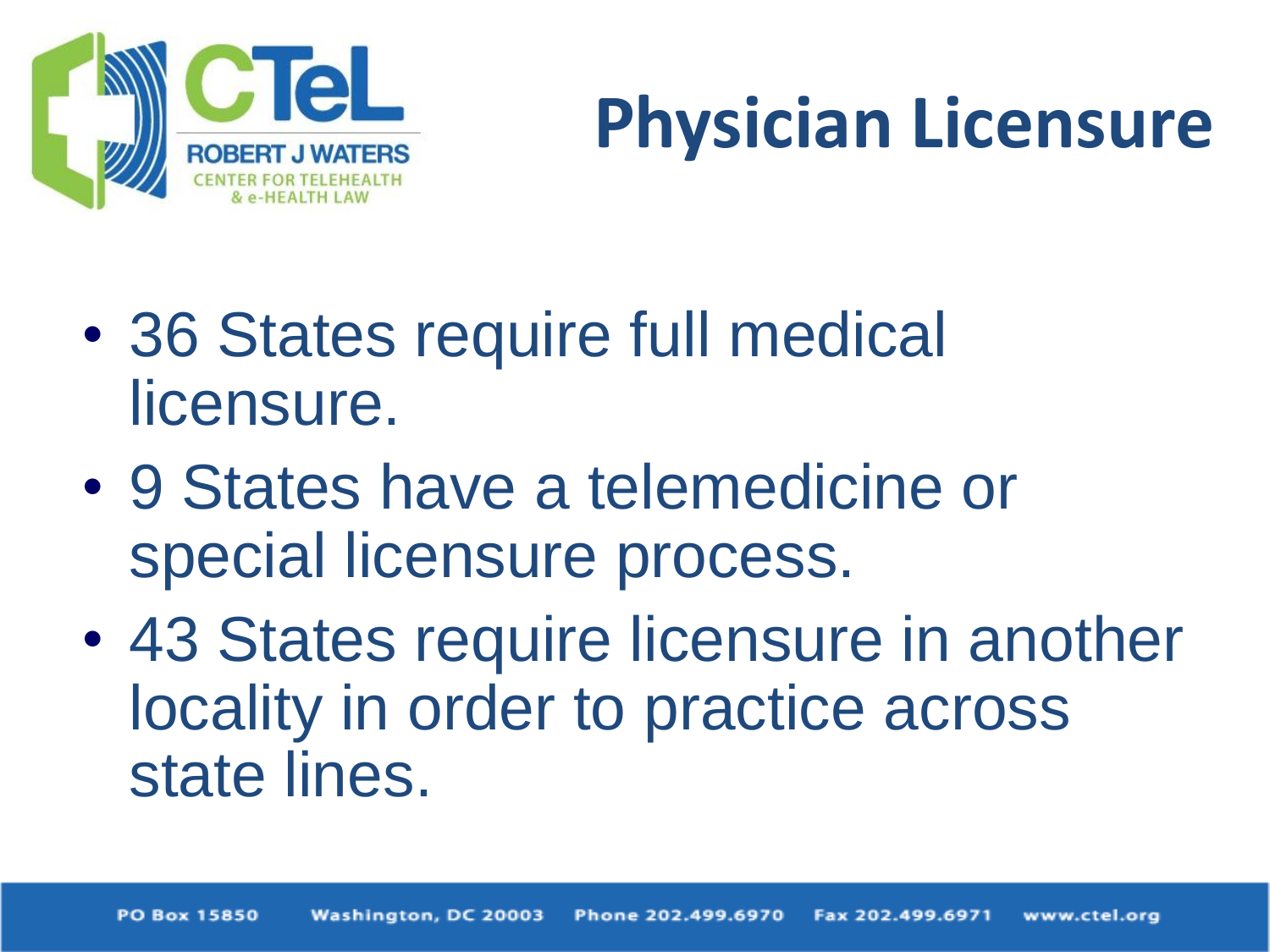# Physician Licensure

- 36 States require full medical licensure.
- 9 States have a telemedicine or special licensure process.
- 43 States require licensure in another locality in order to practice across state lines.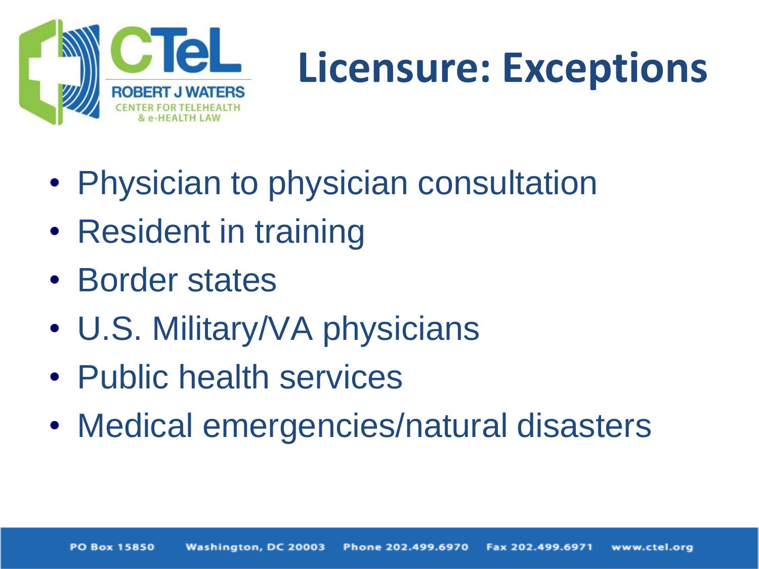# Licensure: Exceptions

- Physician to physician consultation
- Resident in training
- Border states
- U.S. Military/VA physicians
- Public health services
- Medical emergencies/natural disasters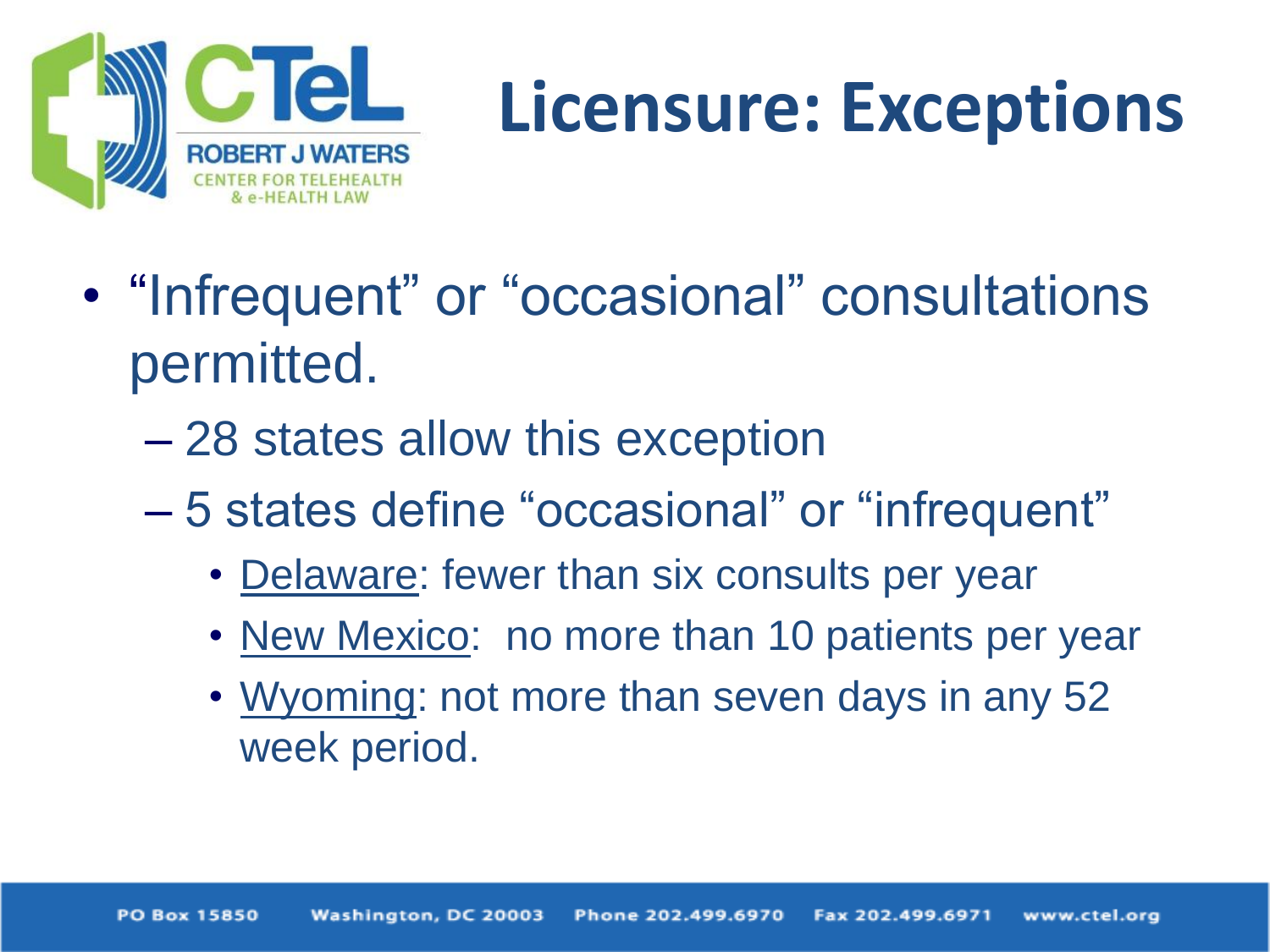# Licensure: Exceptions

- "Infrequent" or "occasional" consultations permitted.
  - 28 states allow this exception
  - 5 states define "occasional" or "infrequent"
    - Delaware: fewer than six consults per year
    - New Mexico: no more than 10 patients per year
    - Wyoming: not more than seven days in any 52 week period.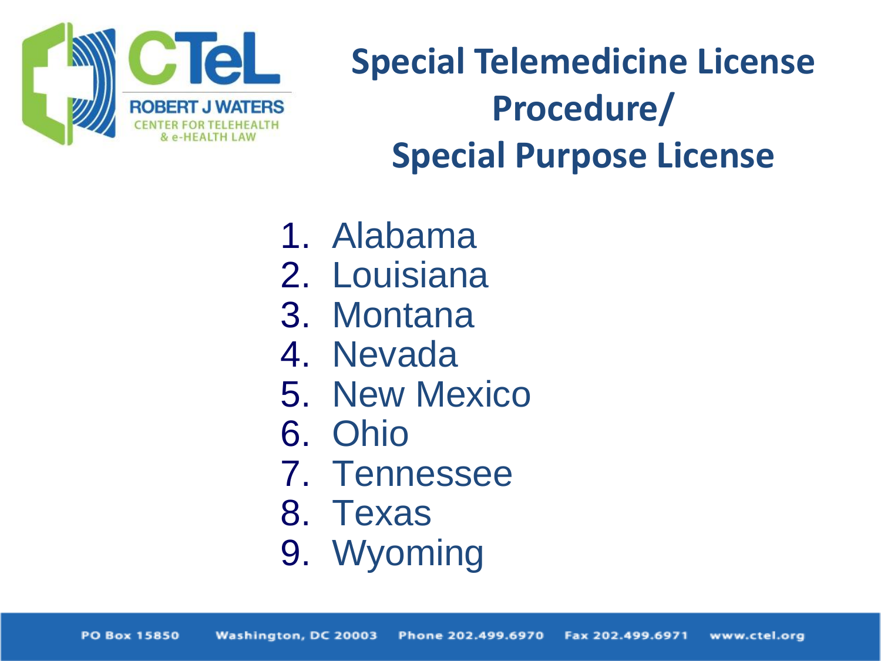# Special Telemedicine License Procedure/ Special Purpose License

1. Alabama
2. Louisiana
3. Montana
4. Nevada
5. New Mexico
6. Ohio
7. Tennessee
8. Texas
9. Wyoming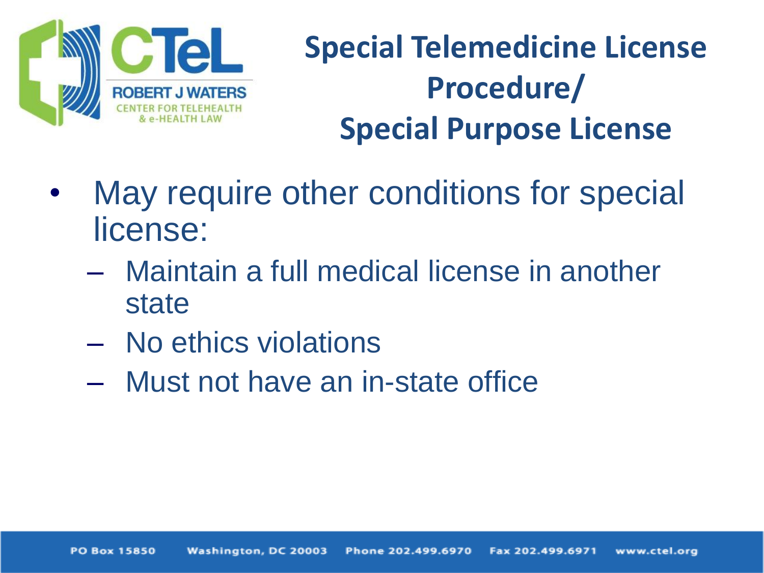# Special Telemedicine License Procedure/ Special Purpose License

- May require other conditions for special license:
  - Maintain a full medical license in another state
  - No ethics violations
  - Must not have an in-state office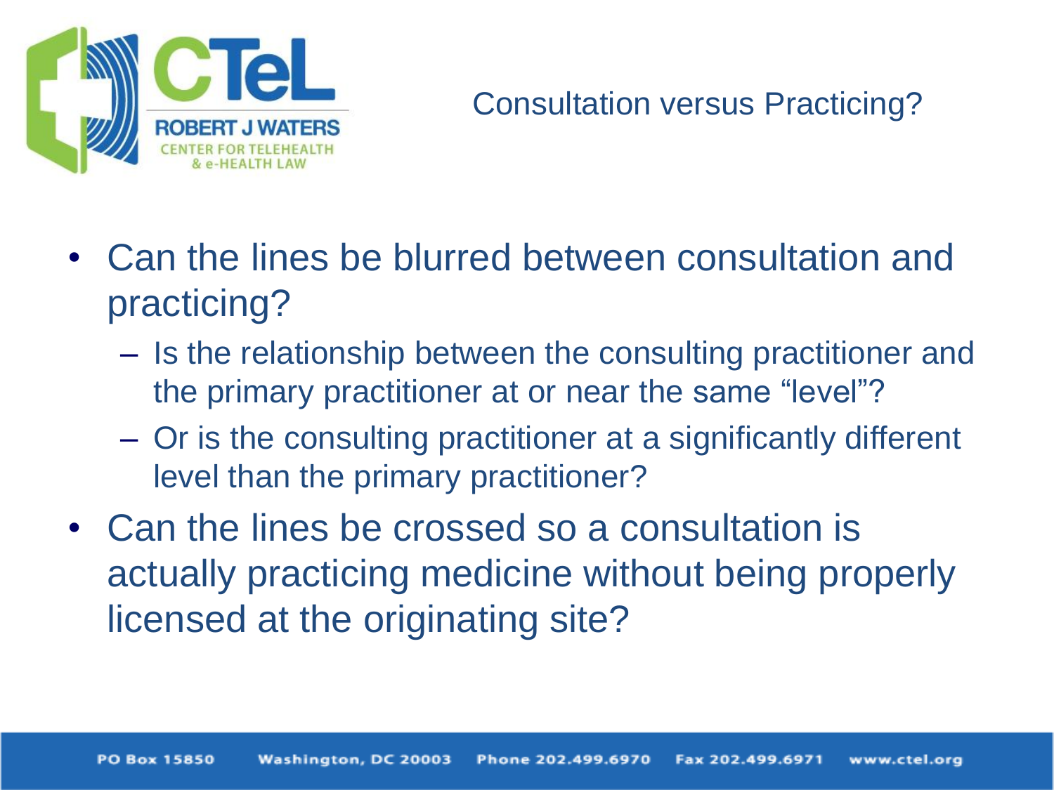# Consultation versus Practicing?

- Can the lines be blurred between consultation and practicing?
  - Is the relationship between the consulting practitioner and the primary practitioner at or near the same "level"?
  - Or is the consulting practitioner at a significantly different level than the primary practitioner?
- Can the lines be crossed so a consultation is actually practicing medicine without being properly licensed at the originating site?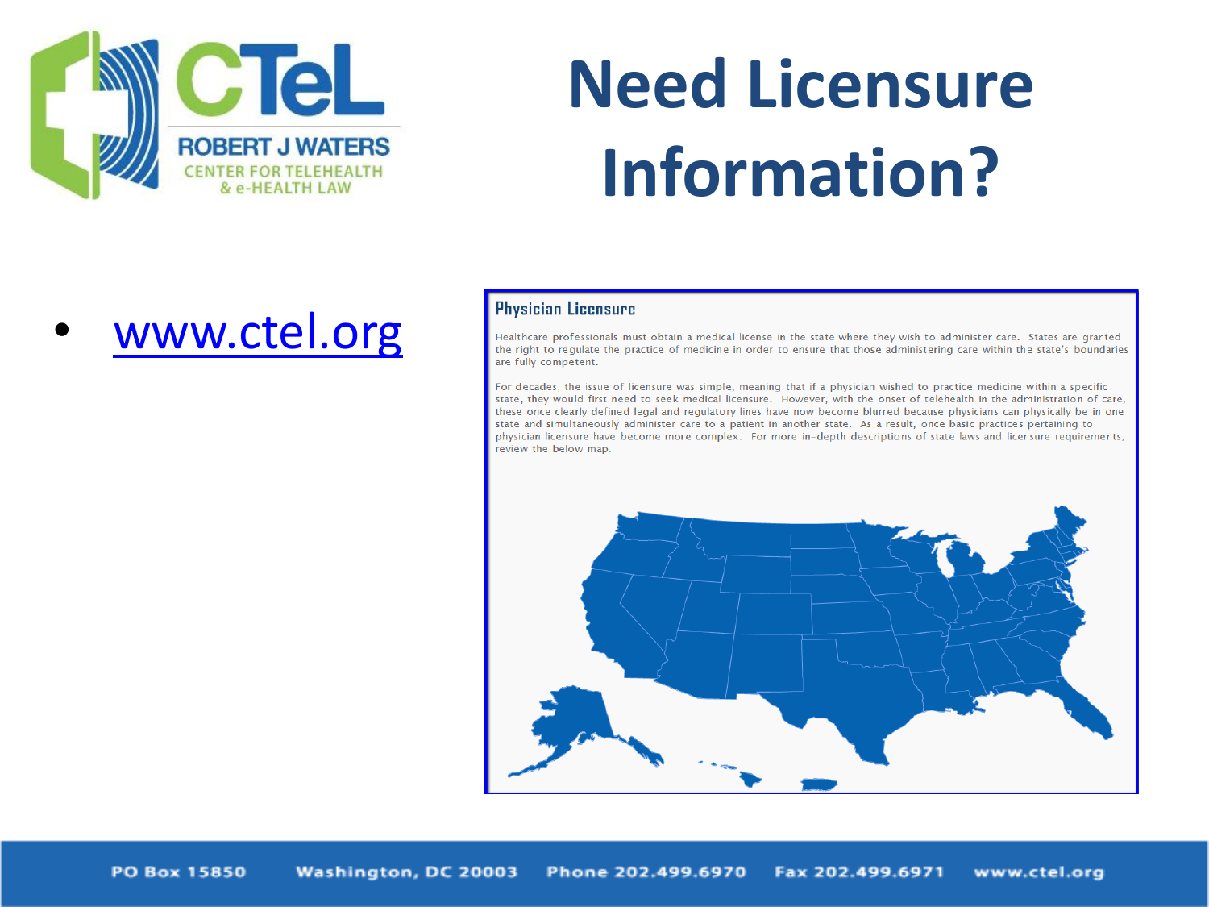# Need Licensure Information?

- www.ctel.org

**Physician Licensure**

Healthcare professionals must obtain a medical license in the state where they wish to administer care. States are granted the right to regulate the practice of medicine in order to ensure that those administering care within the state's boundaries are fully competent.

For decades, the issue of licensure was simple, meaning that if a physician wished to practice medicine within a specific state, they would first need to seek medical licensure. However, with the onset of telehealth in the administration of care, these once clearly defined legal and regulatory lines have now become blurred because physicians can physically be in one state and simultaneously administer care to a patient in another state. As a result, once basic practices pertaining to physician licensure have become more complex. For more in-depth descriptions of state laws and licensure requirements, review the below map.

PO Box 15850 Washington, DC 20003 Phone 202.499.6970 Fax 202.499.6971 www.ctel.org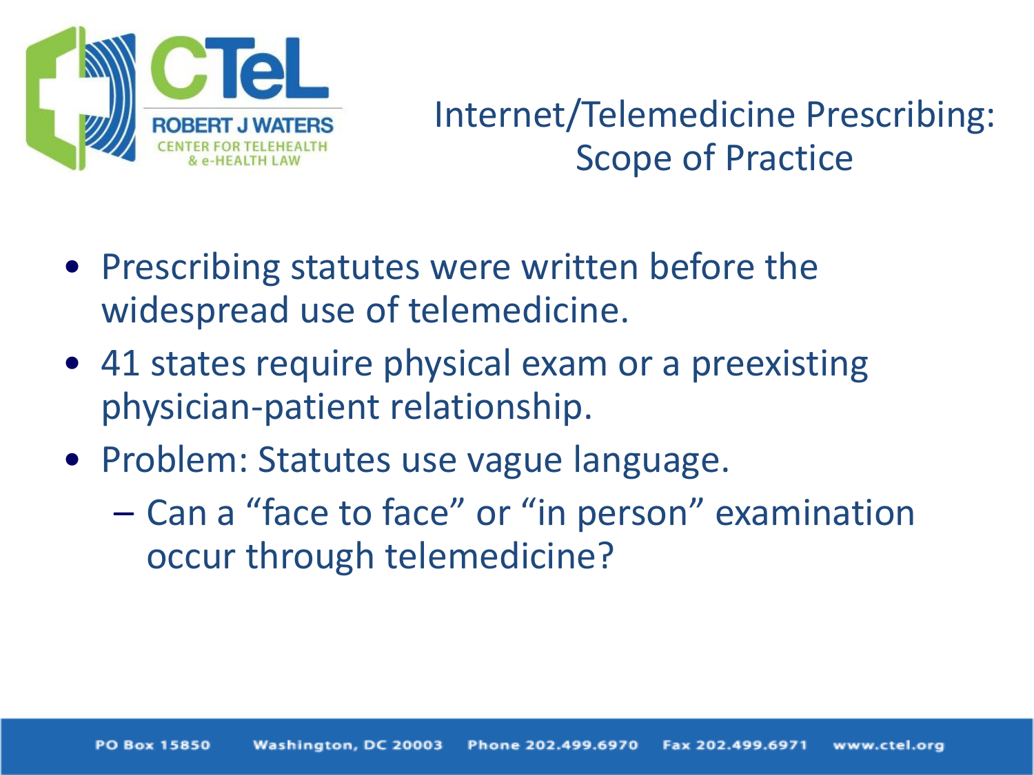# Internet/Telemedicine Prescribing: Scope of Practice

- Prescribing statutes were written before the widespread use of telemedicine.
- 41 states require physical exam or a preexisting physician-patient relationship.
- Problem: Statutes use vague language.
  - Can a "face to face" or "in person" examination occur through telemedicine?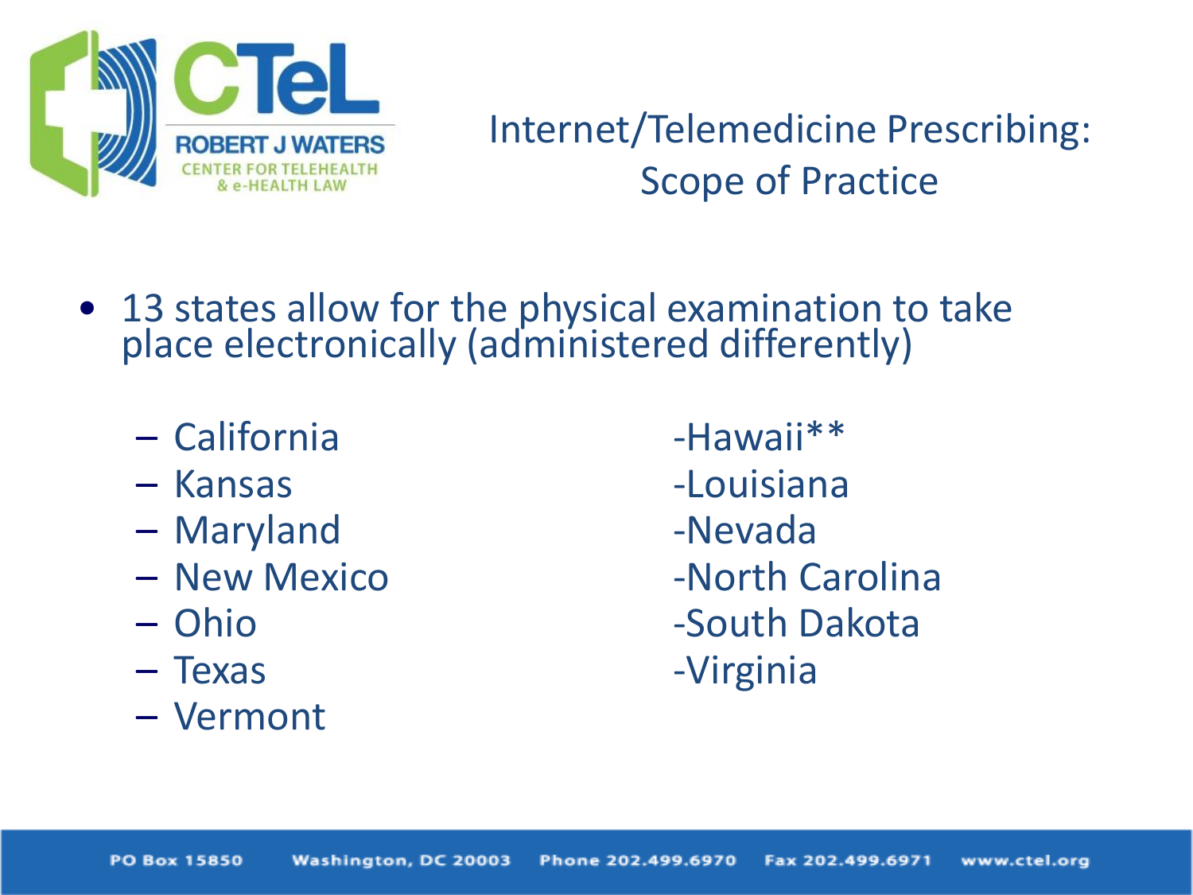# Internet/Telemedicine Prescribing: Scope of Practice

- 13 states allow for the physical examination to take place electronically (administered differently)
  - California
  - Kansas
  - Maryland
  - New Mexico
  - Ohio
  - Texas
  - Vermont
  - Hawaii**
  - Louisiana
  - Nevada
  - North Carolina
  - South Dakota
  - Virginia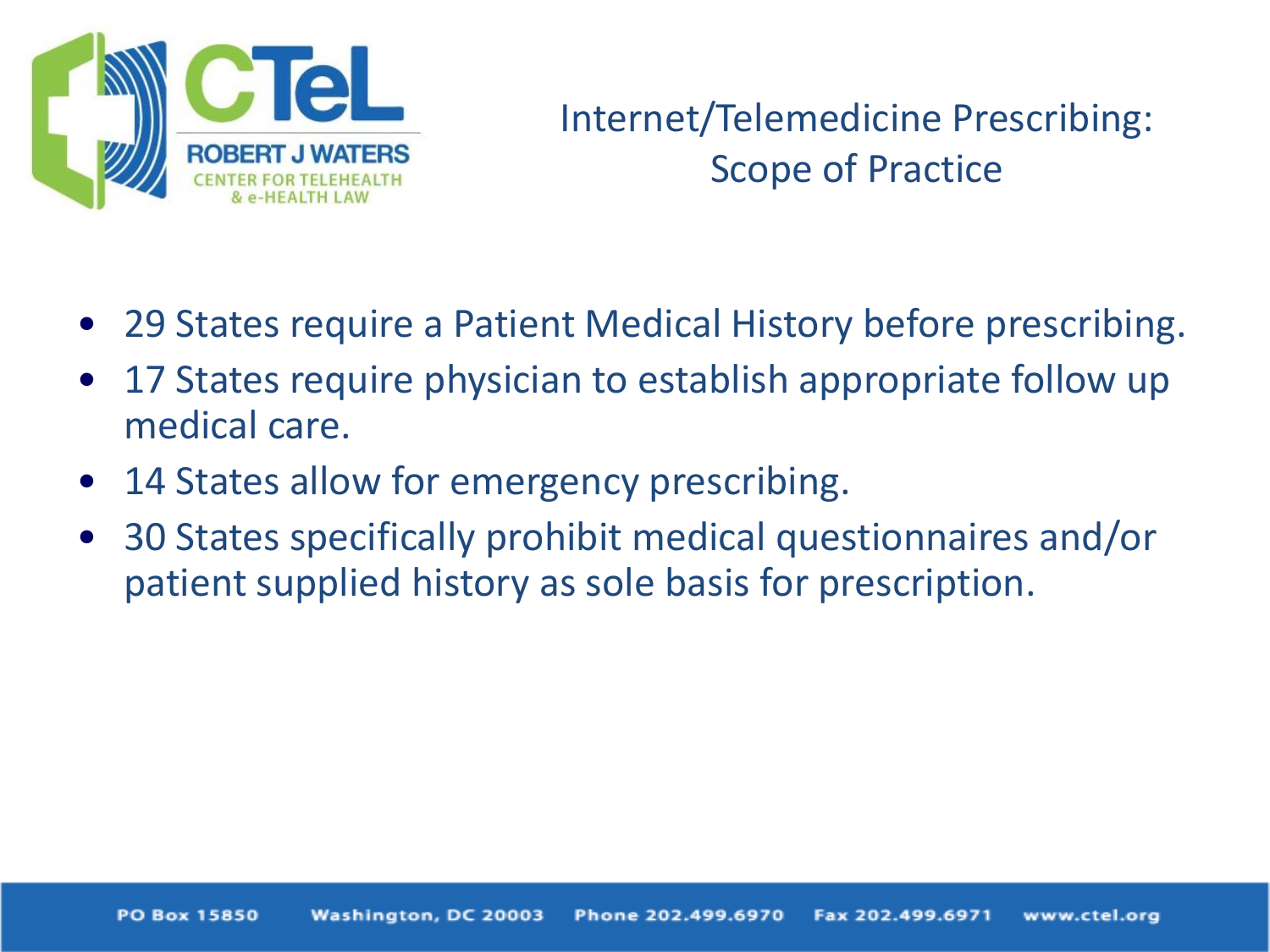# Internet/Telemedicine Prescribing: Scope of Practice

- 29 States require a Patient Medical History before prescribing.
- 17 States require physician to establish appropriate follow up medical care.
- 14 States allow for emergency prescribing.
- 30 States specifically prohibit medical questionnaires and/or patient supplied history as sole basis for prescription.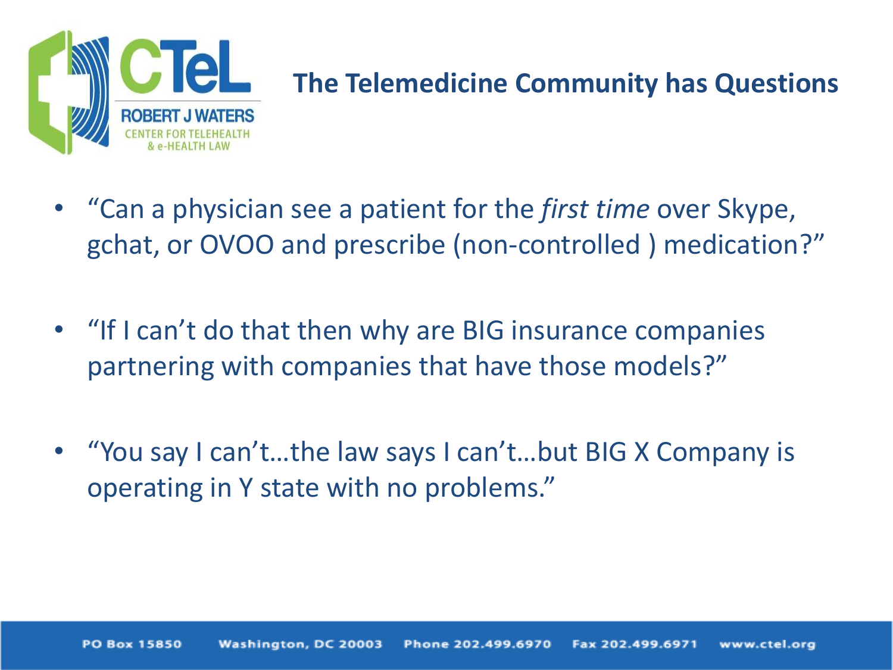## The Telemedicine Community has Questions

- "Can a physician see a patient for the *first time* over Skype, gchat, or OVOO and prescribe (non-controlled ) medication?"
- "If I can't do that then why are BIG insurance companies partnering with companies that have those models?"
- "You say I can't…the law says I can't…but BIG X Company is operating in Y state with no problems."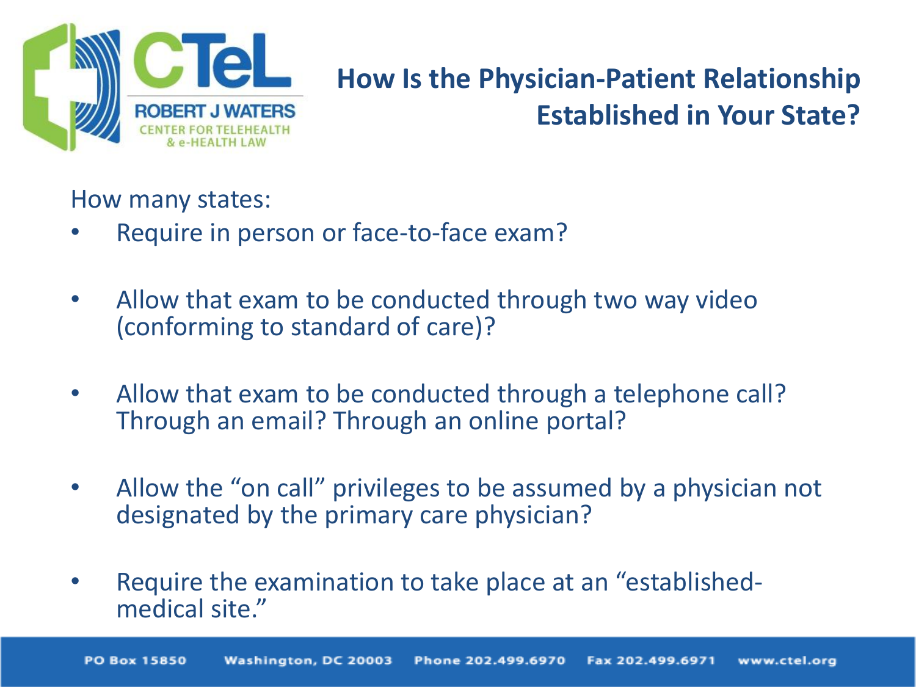## How Is the Physician-Patient Relationship Established in Your State?

How many states:

- Require in person or face-to-face exam?
- Allow that exam to be conducted through two way video (conforming to standard of care)?
- Allow that exam to be conducted through a telephone call? Through an email? Through an online portal?
- Allow the "on call" privileges to be assumed by a physician not designated by the primary care physician?
- Require the examination to take place at an "established-medical site."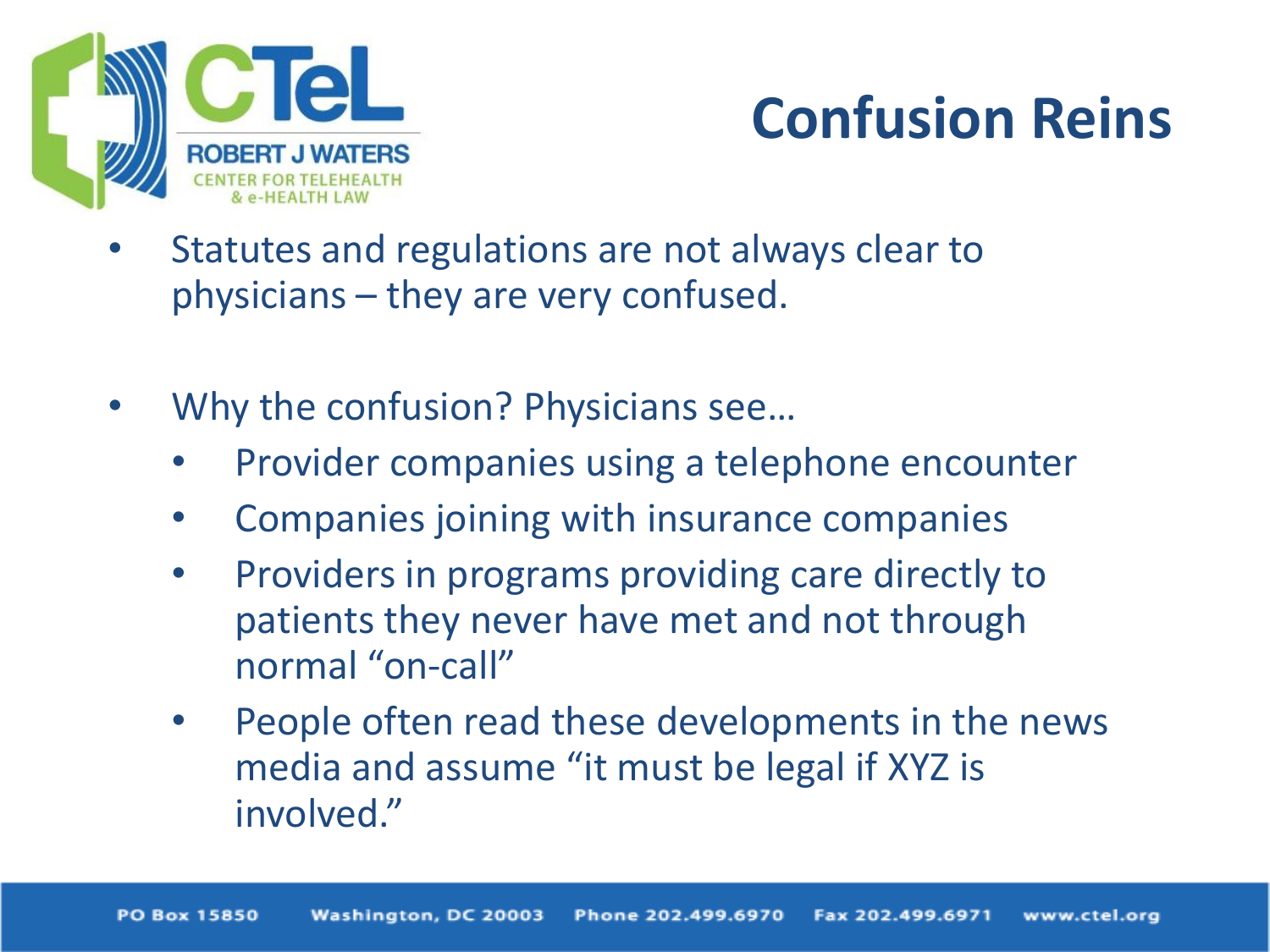# Confusion Reins

- Statutes and regulations are not always clear to physicians – they are very confused.

- Why the confusion? Physicians see…
  - Provider companies using a telephone encounter
  - Companies joining with insurance companies
  - Providers in programs providing care directly to patients they never have met and not through normal "on-call"
  - People often read these developments in the news media and assume "it must be legal if XYZ is involved."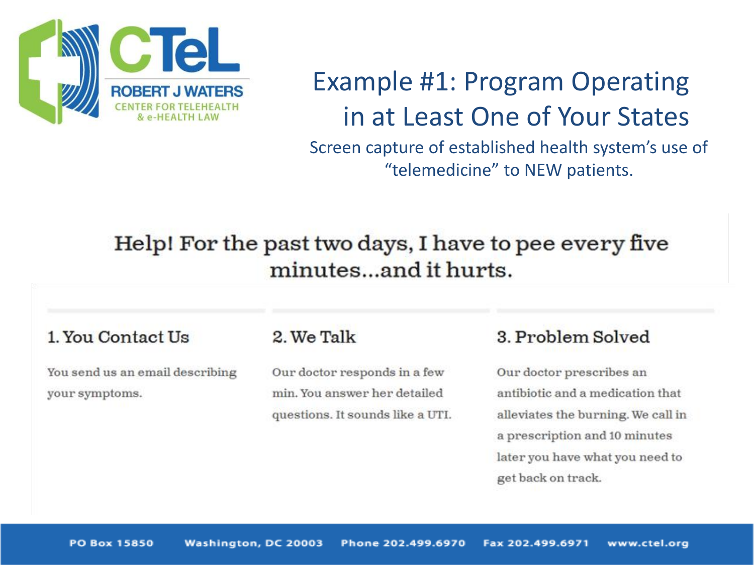# Example #1: Program Operating in at Least One of Your States

Screen capture of established health system's use of "telemedicine" to NEW patients.

## Help! For the past two days, I have to pee every five minutes...and it hurts.

### 1. You Contact Us

You send us an email describing your symptoms.

### 2. We Talk

Our doctor responds in a few min. You answer her detailed questions. It sounds like a UTI.

### 3. Problem Solved

Our doctor prescribes an antibiotic and a medication that alleviates the burning. We call in a prescription and 10 minutes later you have what you need to get back on track.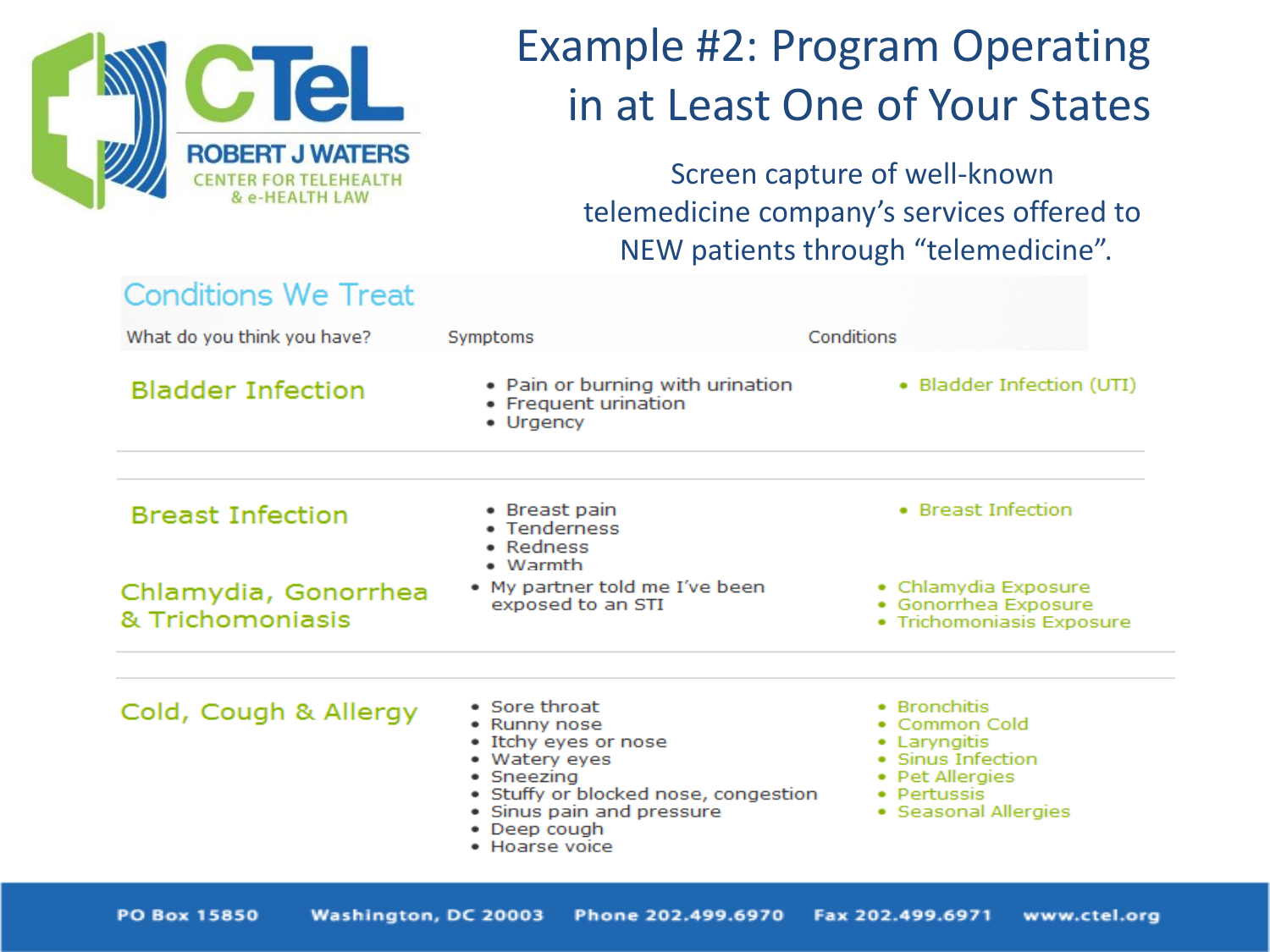# Example #2: Program Operating in at Least One of Your States

Screen capture of well-known telemedicine company's services offered to NEW patients through "telemedicine".

## Conditions We Treat

| What do you think you have? | Symptoms | Conditions |
|---|---|---|
| Bladder Infection | • Pain or burning with urination<br>• Frequent urination<br>• Urgency | • Bladder Infection (UTI) |
| Breast Infection | • Breast pain<br>• Tenderness<br>• Redness<br>• Warmth | • Breast Infection |
| Chlamydia, Gonorrhea & Trichomoniasis | • My partner told me I've been exposed to an STI | • Chlamydia Exposure<br>• Gonorrhea Exposure<br>• Trichomoniasis Exposure |
| Cold, Cough & Allergy | • Sore throat<br>• Runny nose<br>• Itchy eyes or nose<br>• Watery eyes<br>• Sneezing<br>• Stuffy or blocked nose, congestion<br>• Sinus pain and pressure<br>• Deep cough<br>• Hoarse voice | • Bronchitis<br>• Common Cold<br>• Laryngitis<br>• Sinus Infection<br>• Pet Allergies<br>• Pertussis<br>• Seasonal Allergies |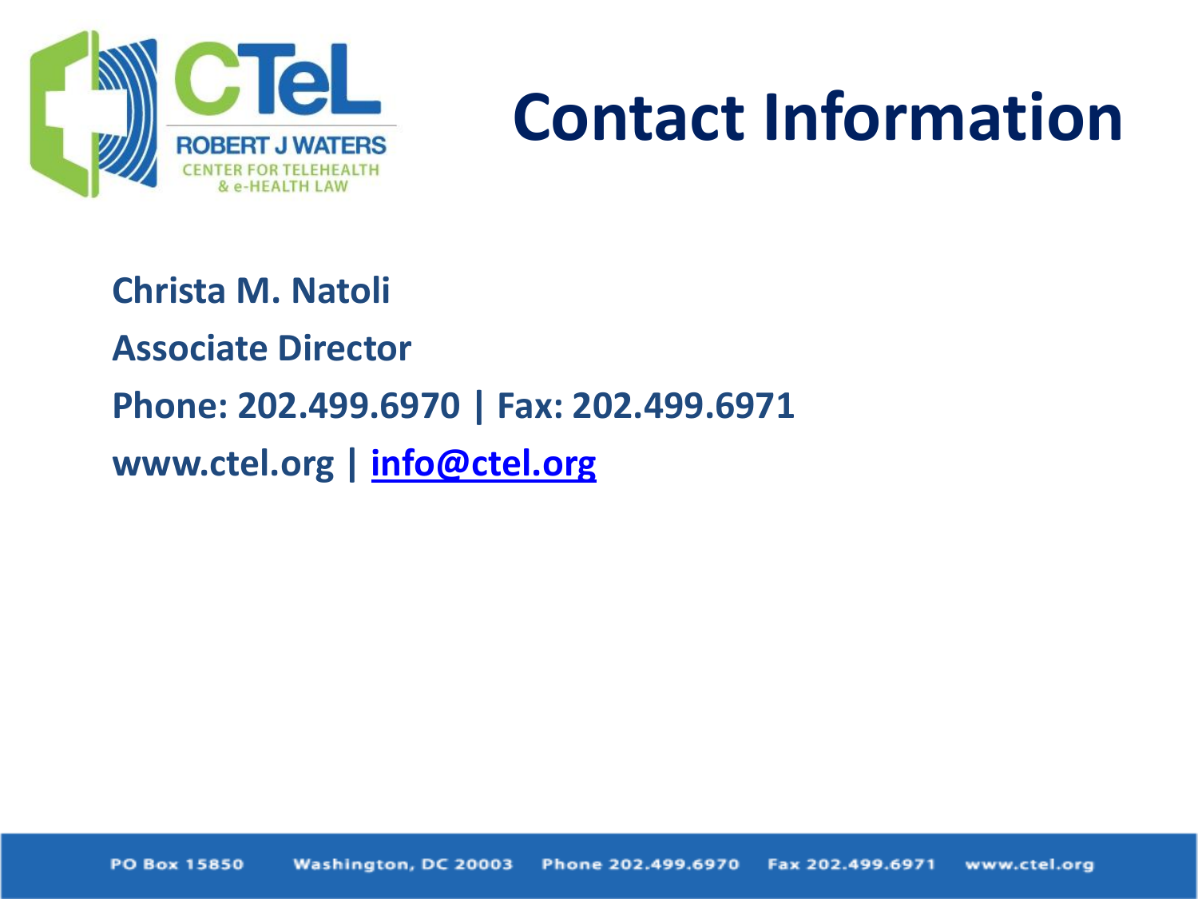# Contact Information

**Christa M. Natoli**

**Associate Director**

**Phone: 202.499.6970 | Fax: 202.499.6971**

**www.ctel.org | info@ctel.org**